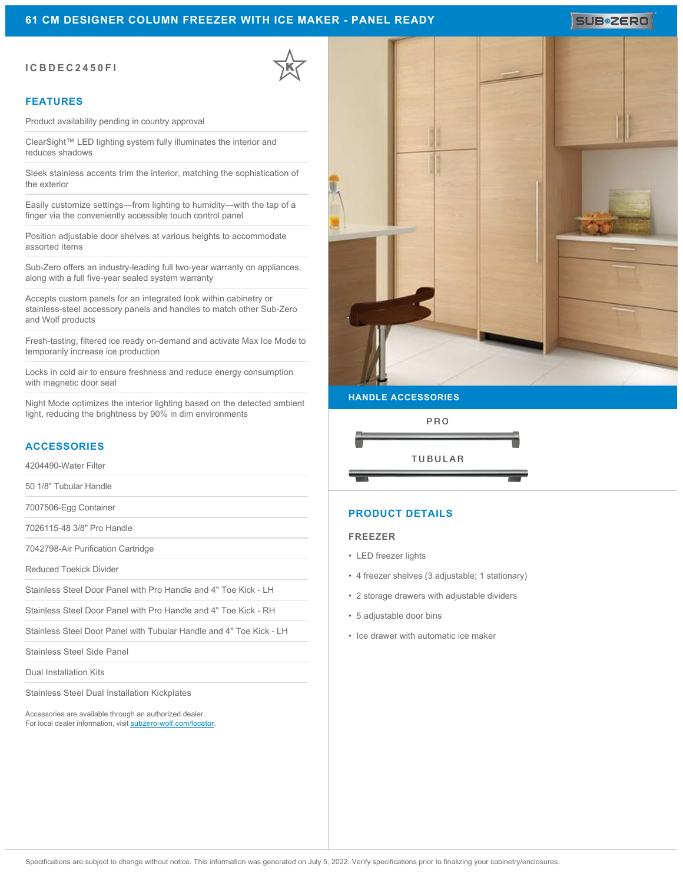# 61 CM DESIGNER COLUMN FREEZER WITH ICE MAKER - PANEL READY

ICBDEC2450FI

## FEATURES

- Product availability pending in country approval
- ClearSight™ LED lighting system fully illuminates the interior and reduces shadows
- Sleek stainless accents trim the interior, matching the sophistication of the exterior
- Easily customize settings—from lighting to humidity—with the tap of a finger via the conveniently accessible touch control panel
- Position adjustable door shelves at various heights to accommodate assorted items
- Sub-Zero offers an industry-leading full two-year warranty on appliances, along with a full five-year sealed system warranty
- Accepts custom panels for an integrated look within cabinetry or stainless-steel accessory panels and handles to match other Sub-Zero and Wolf products
- Fresh-tasting, filtered ice ready on-demand and activate Max Ice Mode to temporarily increase ice production
- Locks in cold air to ensure freshness and reduce energy consumption with magnetic door seal
- Night Mode optimizes the interior lighting based on the detected ambient light, reducing the brightness by 90% in dim environments

## ACCESSORIES

- 4204490-Water Filter
- 50 1/8" Tubular Handle
- 7007506-Egg Container
- 7026115-48 3/8" Pro Handle
- 7042798-Air Purification Cartridge
- Reduced Toekick Divider
- Stainless Steel Door Panel with Pro Handle and 4" Toe Kick - LH
- Stainless Steel Door Panel with Pro Handle and 4" Toe Kick - RH
- Stainless Steel Door Panel with Tubular Handle and 4" Toe Kick - LH
- Stainless Steel Side Panel
- Dual Installation Kits
- Stainless Steel Dual Installation Kickplates

Accessories are available through an authorized dealer.
For local dealer information, visit subzero-wolf.com/locator.

## HANDLE ACCESSORIES

PRO

TUBULAR

## PRODUCT DETAILS

### FREEZER

- LED freezer lights
- 4 freezer shelves (3 adjustable; 1 stationary)
- 2 storage drawers with adjustable dividers
- 5 adjustable door bins
- Ice drawer with automatic ice maker

Specifications are subject to change without notice. This information was generated on July 5, 2022. Verify specifications prior to finalizing your cabinetry/enclosures.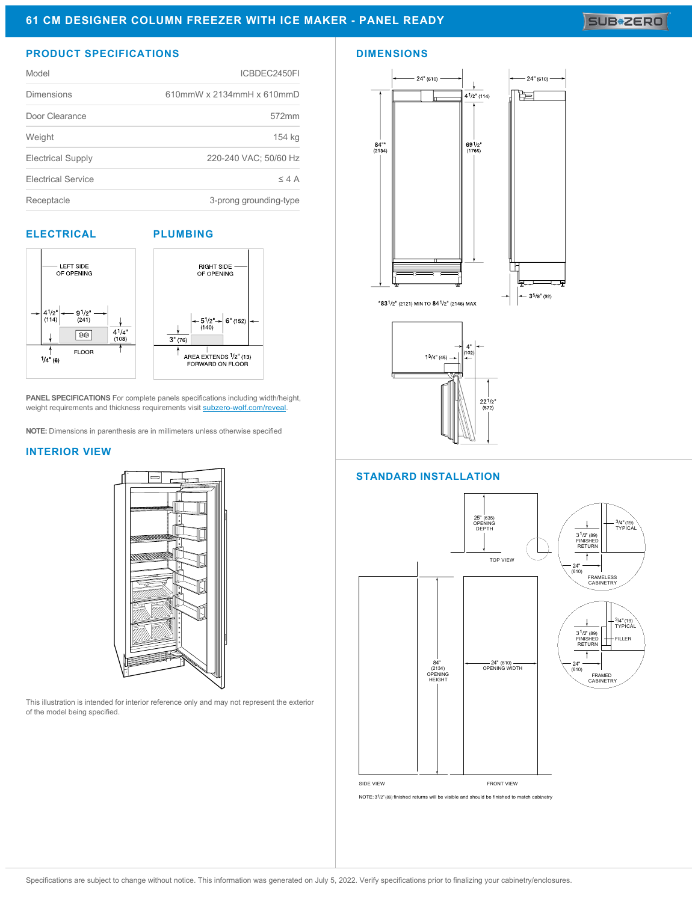# 61 CM DESIGNER COLUMN FREEZER WITH ICE MAKER - PANEL READY

## PRODUCT SPECIFICATIONS

| | |
|---|---|
| Model | ICBDEC2450FI |
| Dimensions | 610mmW x 2134mmH x 610mmD |
| Door Clearance | 572mm |
| Weight | 154 kg |
| Electrical Supply | 220-240 VAC; 50/60 Hz |
| Electrical Service | ≤ 4 A |
| Receptacle | 3-prong grounding-type |

## ELECTRICAL

LEFT SIDE OF OPENING

4 1/2" (114)

9 1/2" (241)

4 1/4" (108)

FLOOR

1/4" (6)

## PLUMBING

RIGHT SIDE OF OPENING

5 1/2" (140)

6" (152)

3" (76)

AREA EXTENDS 1/2" (13) FORWARD ON FLOOR

**PANEL SPECIFICATIONS** For complete panels specifications including width/height, weight requirements and thickness requirements visit [subzero-wolf.com/reveal](subzero-wolf.com/reveal).

**NOTE:** Dimensions in parenthesis are in millimeters unless otherwise specified

## INTERIOR VIEW

This illustration is intended for interior reference only and may not represent the exterior of the model being specified.

## DIMENSIONS

24" (610)

4 1/2" (114)

84"* (2134)

69 1/2" (1765)

24" (610)

3 5/8" (92)

*83 1/2" (2121) MIN TO 84 1/2" (2146) MAX

1 3/4" (45)

4" (102)

22 1/2" (572)

## STANDARD INSTALLATION

25" (635) OPENING DEPTH

TOP VIEW

3/4" (19) TYPICAL

3 1/2" (89) FINISHED RETURN

24" (610)

FRAMELESS CABINETRY

3/4" (19) TYPICAL

3 1/2" (89) FINISHED RETURN

FILLER

24" (610)

FRAMED CABINETRY

84" (2134) OPENING HEIGHT

24" (610) OPENING WIDTH

SIDE VIEW

FRONT VIEW

NOTE: 3 1/2" (89) finished returns will be visible and should be finished to match cabinetry

Specifications are subject to change without notice. This information was generated on July 5, 2022. Verify specifications prior to finalizing your cabinetry/enclosures.